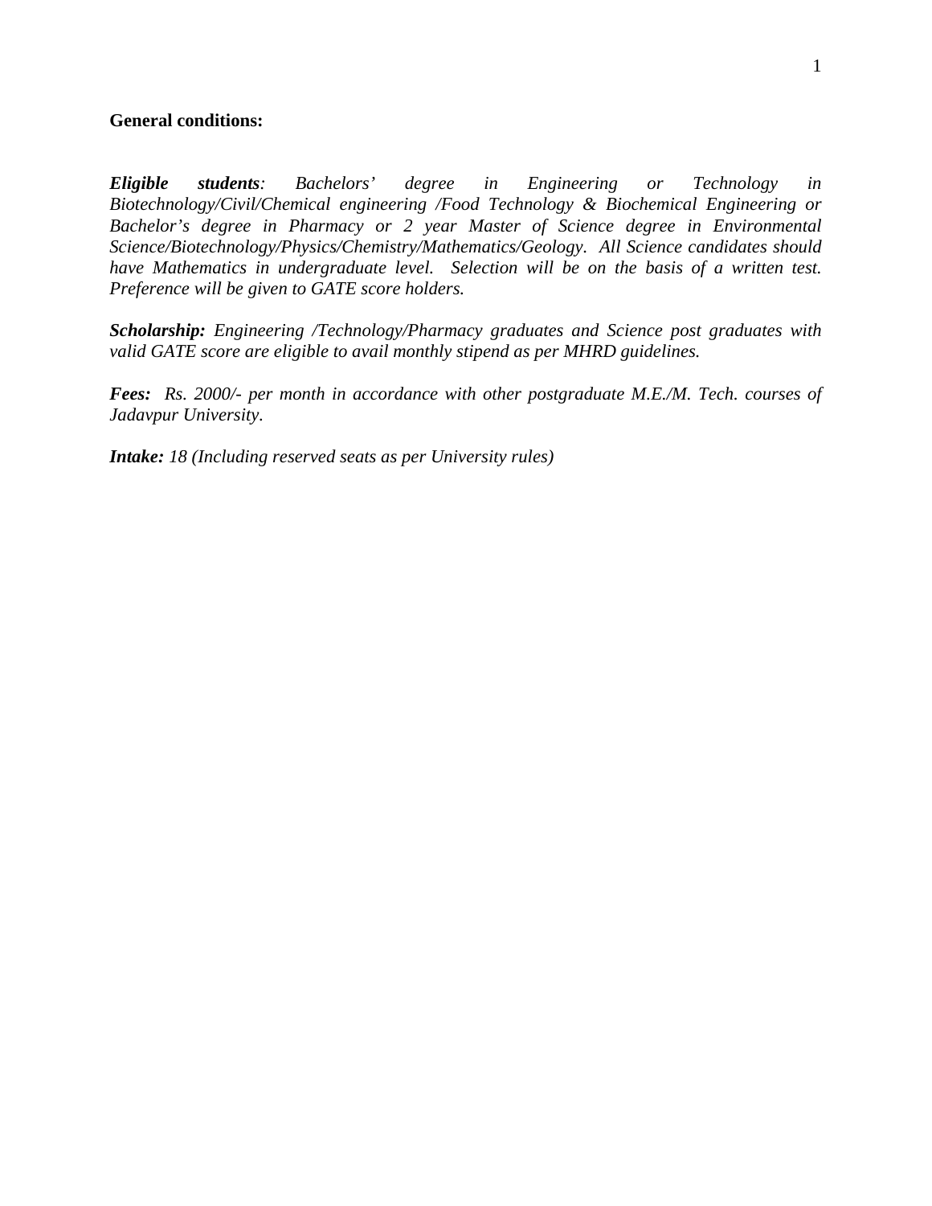**General conditions:**

***Eligible students**: Bachelors' degree in Engineering or Technology in Biotechnology/Civil/Chemical engineering /Food Technology & Biochemical Engineering or Bachelor's degree in Pharmacy or 2 year Master of Science degree in Environmental Science/Biotechnology/Physics/Chemistry/Mathematics/Geology. All Science candidates should have Mathematics in undergraduate level. Selection will be on the basis of a written test. Preference will be given to GATE score holders.*

***Scholarship:** Engineering /Technology/Pharmacy graduates and Science post graduates with valid GATE score are eligible to avail monthly stipend as per MHRD guidelines.*

***Fees:** Rs. 2000/- per month in accordance with other postgraduate M.E./M. Tech. courses of Jadavpur University.*

***Intake:** 18 (Including reserved seats as per University rules)*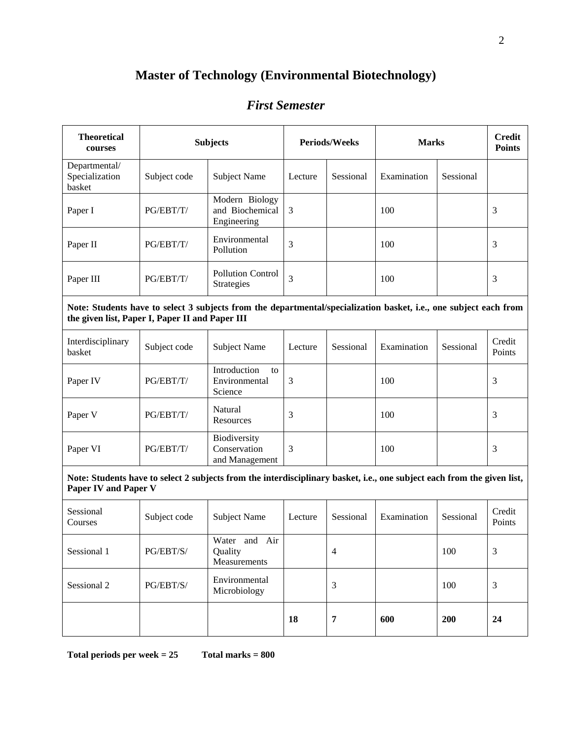# Master of Technology (Environmental Biotechnology)

## *First Semester*

| **Theoretical courses** | **Subjects** | | **Periods/Weeks** | | **Marks** | | **Credit Points** |
|---|---|---|---|---|---|---|---|
| Departmental/ Specialization basket | Subject code | Subject Name | Lecture | Sessional | Examination | Sessional | |
| Paper I | PG/EBT/T/ | Modern Biology and Biochemical Engineering | 3 | | 100 | | 3 |
| Paper II | PG/EBT/T/ | Environmental Pollution | 3 | | 100 | | 3 |
| Paper III | PG/EBT/T/ | Pollution Control Strategies | 3 | | 100 | | 3 |
| **Note: Students have to select 3 subjects from the departmental/specialization basket, i.e., one subject each from the given list, Paper I, Paper II and Paper III** | | | | | | | |
| Interdisciplinary basket | Subject code | Subject Name | Lecture | Sessional | Examination | Sessional | Credit Points |
| Paper IV | PG/EBT/T/ | Introduction to Environmental Science | 3 | | 100 | | 3 |
| Paper V | PG/EBT/T/ | Natural Resources | 3 | | 100 | | 3 |
| Paper VI | PG/EBT/T/ | Biodiversity Conservation and Management | 3 | | 100 | | 3 |
| **Note: Students have to select 2 subjects from the interdisciplinary basket, i.e., one subject each from the given list, Paper IV and Paper V** | | | | | | | |
| Sessional Courses | Subject code | Subject Name | Lecture | Sessional | Examination | Sessional | Credit Points |
| Sessional 1 | PG/EBT/S/ | Water and Air Quality Measurements | | 4 | | 100 | 3 |
| Sessional 2 | PG/EBT/S/ | Environmental Microbiology | | 3 | | 100 | 3 |
| | | | **18** | **7** | **600** | **200** | **24** |

**Total periods per week = 25** **Total marks = 800**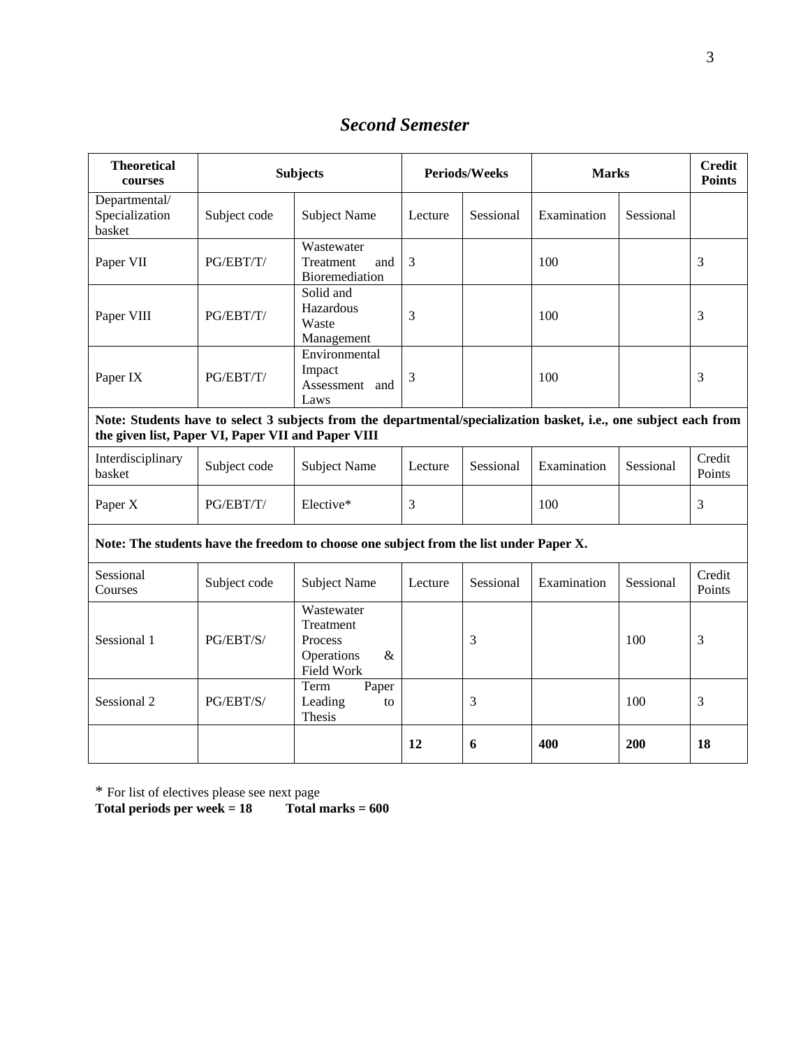## *Second Semester*

| Theoretical courses | Subjects | | Periods/Weeks | | Marks | | Credit Points |
|---|---|---|---|---|---|---|---|
| Departmental/ Specialization basket | Subject code | Subject Name | Lecture | Sessional | Examination | Sessional | |
| Paper VII | PG/EBT/T/ | Wastewater Treatment and Bioremediation | 3 | | 100 | | 3 |
| Paper VIII | PG/EBT/T/ | Solid and Hazardous Waste Management | 3 | | 100 | | 3 |
| Paper IX | PG/EBT/T/ | Environmental Impact Assessment and Laws | 3 | | 100 | | 3 |
| **Note: Students have to select 3 subjects from the departmental/specialization basket, i.e., one subject each from the given list, Paper VI, Paper VII and Paper VIII** | | | | | | | |
| Interdisciplinary basket | Subject code | Subject Name | Lecture | Sessional | Examination | Sessional | Credit Points |
| Paper X | PG/EBT/T/ | Elective* | 3 | | 100 | | 3 |
| **Note: The students have the freedom to choose one subject from the list under Paper X.** | | | | | | | |
| Sessional Courses | Subject code | Subject Name | Lecture | Sessional | Examination | Sessional | Credit Points |
| Sessional 1 | PG/EBT/S/ | Wastewater Treatment Process Operations & Field Work | | 3 | | 100 | 3 |
| Sessional 2 | PG/EBT/S/ | Term Paper Leading to Thesis | | 3 | | 100 | 3 |
| | | | **12** | **6** | **400** | **200** | **18** |

\* For list of electives please see next page

**Total periods per week = 18 Total marks = 600**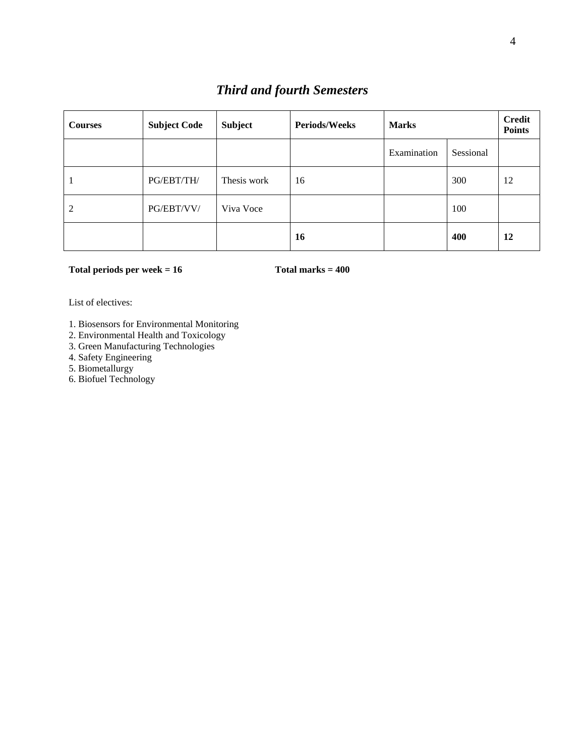## *Third and fourth Semesters*

| Courses | Subject Code | Subject | Periods/Weeks | Marks | | Credit Points |
|---|---|---|---|---|---|---|
| | | | | Examination | Sessional | |
| 1 | PG/EBT/TH/ | Thesis work | 16 | | 300 | 12 |
| 2 | PG/EBT/VV/ | Viva Voce | | | 100 | |
| | | | **16** | | **400** | **12** |

**Total periods per week = 16** **Total marks = 400**

List of electives:

1. Biosensors for Environmental Monitoring
2. Environmental Health and Toxicology
3. Green Manufacturing Technologies
4. Safety Engineering
5. Biometallurgy
6. Biofuel Technology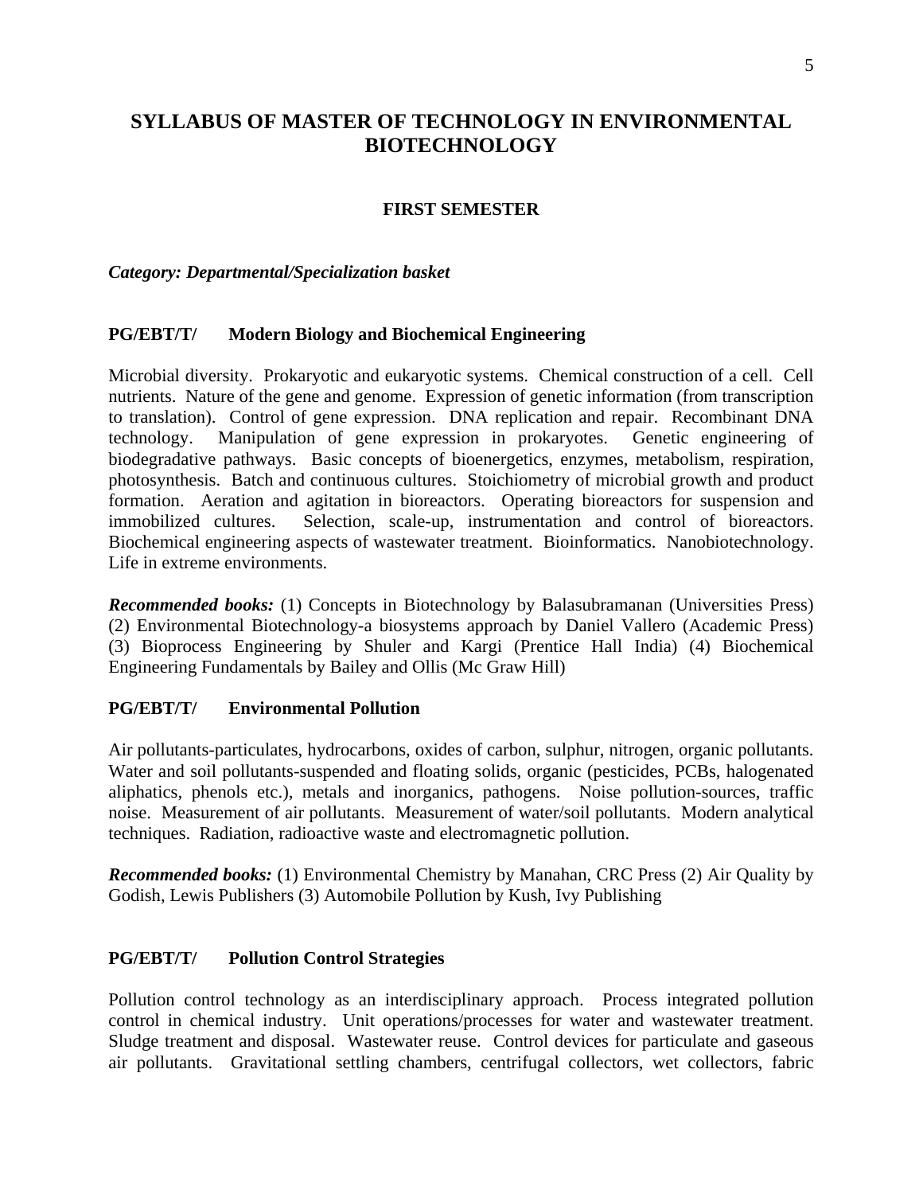# SYLLABUS OF MASTER OF TECHNOLOGY IN ENVIRONMENTAL BIOTECHNOLOGY

## FIRST SEMESTER

***Category: Departmental/Specialization basket***

### PG/EBT/T/ Modern Biology and Biochemical Engineering

Microbial diversity. Prokaryotic and eukaryotic systems. Chemical construction of a cell. Cell nutrients. Nature of the gene and genome. Expression of genetic information (from transcription to translation). Control of gene expression. DNA replication and repair. Recombinant DNA technology. Manipulation of gene expression in prokaryotes. Genetic engineering of biodegradative pathways. Basic concepts of bioenergetics, enzymes, metabolism, respiration, photosynthesis. Batch and continuous cultures. Stoichiometry of microbial growth and product formation. Aeration and agitation in bioreactors. Operating bioreactors for suspension and immobilized cultures. Selection, scale-up, instrumentation and control of bioreactors. Biochemical engineering aspects of wastewater treatment. Bioinformatics. Nanobiotechnology. Life in extreme environments.

***Recommended books:*** (1) Concepts in Biotechnology by Balasubramanan (Universities Press) (2) Environmental Biotechnology-a biosystems approach by Daniel Vallero (Academic Press) (3) Bioprocess Engineering by Shuler and Kargi (Prentice Hall India) (4) Biochemical Engineering Fundamentals by Bailey and Ollis (Mc Graw Hill)

### PG/EBT/T/ Environmental Pollution

Air pollutants-particulates, hydrocarbons, oxides of carbon, sulphur, nitrogen, organic pollutants. Water and soil pollutants-suspended and floating solids, organic (pesticides, PCBs, halogenated aliphatics, phenols etc.), metals and inorganics, pathogens. Noise pollution-sources, traffic noise. Measurement of air pollutants. Measurement of water/soil pollutants. Modern analytical techniques. Radiation, radioactive waste and electromagnetic pollution.

***Recommended books:*** (1) Environmental Chemistry by Manahan, CRC Press (2) Air Quality by Godish, Lewis Publishers (3) Automobile Pollution by Kush, Ivy Publishing

### PG/EBT/T/ Pollution Control Strategies

Pollution control technology as an interdisciplinary approach. Process integrated pollution control in chemical industry. Unit operations/processes for water and wastewater treatment. Sludge treatment and disposal. Wastewater reuse. Control devices for particulate and gaseous air pollutants. Gravitational settling chambers, centrifugal collectors, wet collectors, fabric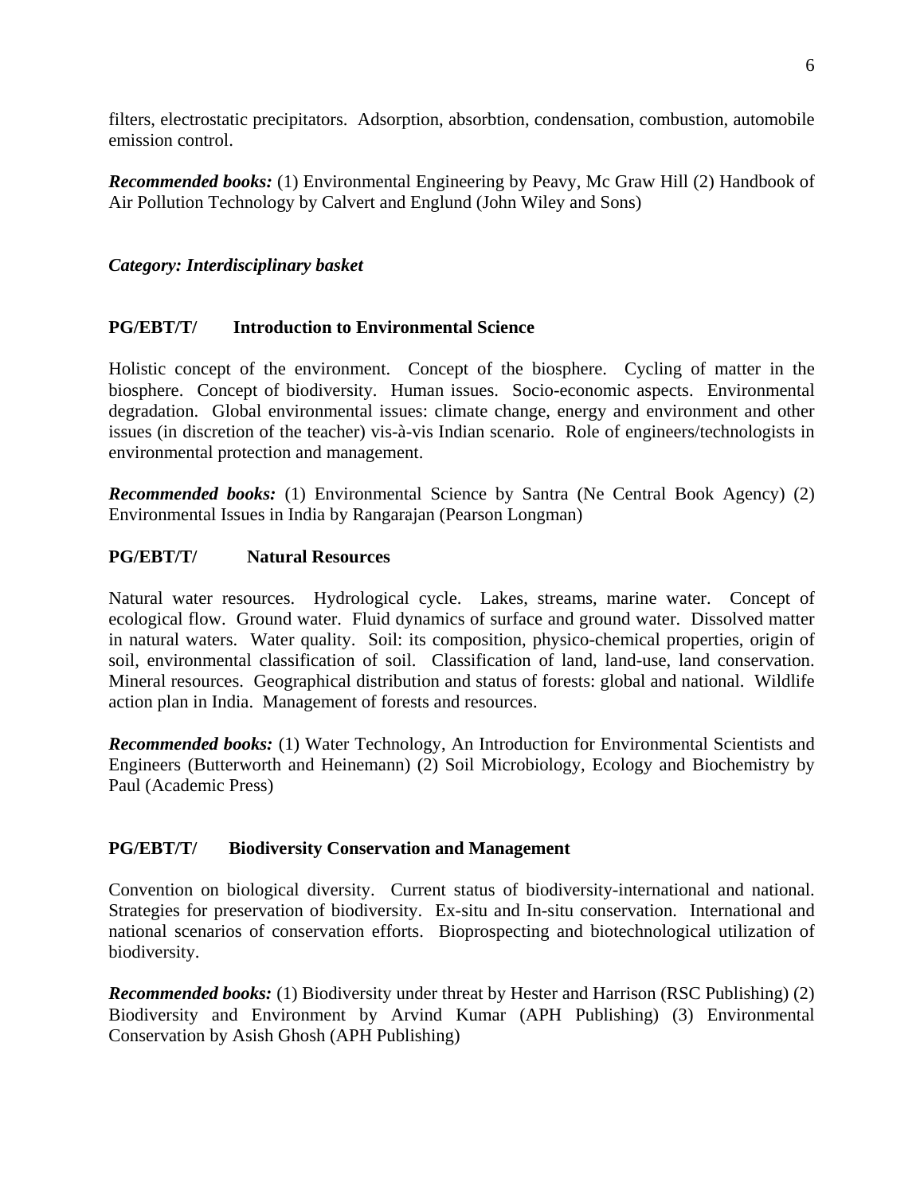filters, electrostatic precipitators. Adsorption, absorbtion, condensation, combustion, automobile emission control.

***Recommended books:*** (1) Environmental Engineering by Peavy, Mc Graw Hill (2) Handbook of Air Pollution Technology by Calvert and Englund (John Wiley and Sons)

***Category: Interdisciplinary basket***

**PG/EBT/T/ Introduction to Environmental Science**

Holistic concept of the environment. Concept of the biosphere. Cycling of matter in the biosphere. Concept of biodiversity. Human issues. Socio-economic aspects. Environmental degradation. Global environmental issues: climate change, energy and environment and other issues (in discretion of the teacher) vis-à-vis Indian scenario. Role of engineers/technologists in environmental protection and management.

***Recommended books:*** (1) Environmental Science by Santra (Ne Central Book Agency) (2) Environmental Issues in India by Rangarajan (Pearson Longman)

**PG/EBT/T/ Natural Resources**

Natural water resources. Hydrological cycle. Lakes, streams, marine water. Concept of ecological flow. Ground water. Fluid dynamics of surface and ground water. Dissolved matter in natural waters. Water quality. Soil: its composition, physico-chemical properties, origin of soil, environmental classification of soil. Classification of land, land-use, land conservation. Mineral resources. Geographical distribution and status of forests: global and national. Wildlife action plan in India. Management of forests and resources.

***Recommended books:*** (1) Water Technology, An Introduction for Environmental Scientists and Engineers (Butterworth and Heinemann) (2) Soil Microbiology, Ecology and Biochemistry by Paul (Academic Press)

**PG/EBT/T/ Biodiversity Conservation and Management**

Convention on biological diversity. Current status of biodiversity-international and national. Strategies for preservation of biodiversity. Ex-situ and In-situ conservation. International and national scenarios of conservation efforts. Bioprospecting and biotechnological utilization of biodiversity.

***Recommended books:*** (1) Biodiversity under threat by Hester and Harrison (RSC Publishing) (2) Biodiversity and Environment by Arvind Kumar (APH Publishing) (3) Environmental Conservation by Asish Ghosh (APH Publishing)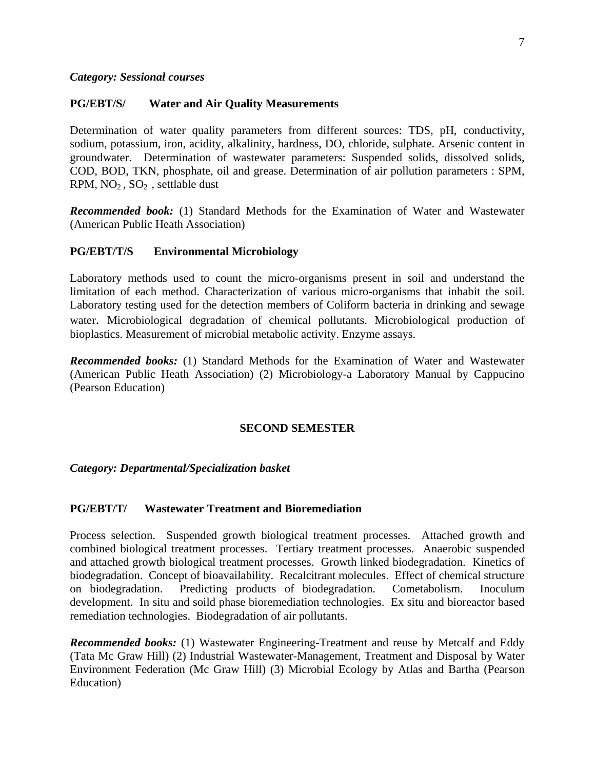*Category: Sessional courses*

**PG/EBT/S/ Water and Air Quality Measurements**

Determination of water quality parameters from different sources: TDS, pH, conductivity, sodium, potassium, iron, acidity, alkalinity, hardness, DO, chloride, sulphate. Arsenic content in groundwater. Determination of wastewater parameters: Suspended solids, dissolved solids, COD, BOD, TKN, phosphate, oil and grease. Determination of air pollution parameters : SPM, RPM, $NO_2$ , $SO_2$ , settlable dust

***Recommended book:*** (1) Standard Methods for the Examination of Water and Wastewater (American Public Heath Association)

**PG/EBT/T/S Environmental Microbiology**

Laboratory methods used to count the micro-organisms present in soil and understand the limitation of each method. Characterization of various micro-organisms that inhabit the soil. Laboratory testing used for the detection members of Coliform bacteria in drinking and sewage water. Microbiological degradation of chemical pollutants. Microbiological production of bioplastics. Measurement of microbial metabolic activity. Enzyme assays.

***Recommended books:*** (1) Standard Methods for the Examination of Water and Wastewater (American Public Heath Association) (2) Microbiology-a Laboratory Manual by Cappucino (Pearson Education)

## SECOND SEMESTER

*Category: Departmental/Specialization basket*

**PG/EBT/T/ Wastewater Treatment and Bioremediation**

Process selection. Suspended growth biological treatment processes. Attached growth and combined biological treatment processes. Tertiary treatment processes. Anaerobic suspended and attached growth biological treatment processes. Growth linked biodegradation. Kinetics of biodegradation. Concept of bioavailability. Recalcitrant molecules. Effect of chemical structure on biodegradation. Predicting products of biodegradation. Cometabolism. Inoculum development. In situ and soild phase bioremediation technologies. Ex situ and bioreactor based remediation technologies. Biodegradation of air pollutants.

***Recommended books:*** (1) Wastewater Engineering-Treatment and reuse by Metcalf and Eddy (Tata Mc Graw Hill) (2) Industrial Wastewater-Management, Treatment and Disposal by Water Environment Federation (Mc Graw Hill) (3) Microbial Ecology by Atlas and Bartha (Pearson Education)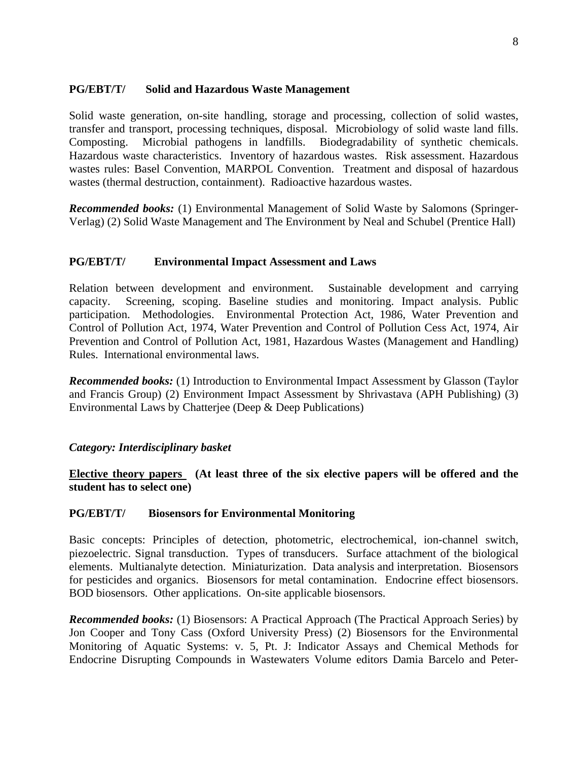### PG/EBT/T/ Solid and Hazardous Waste Management

Solid waste generation, on-site handling, storage and processing, collection of solid wastes, transfer and transport, processing techniques, disposal. Microbiology of solid waste land fills. Composting. Microbial pathogens in landfills. Biodegradability of synthetic chemicals. Hazardous waste characteristics. Inventory of hazardous wastes. Risk assessment. Hazardous wastes rules: Basel Convention, MARPOL Convention. Treatment and disposal of hazardous wastes (thermal destruction, containment). Radioactive hazardous wastes.

***Recommended books:*** (1) Environmental Management of Solid Waste by Salomons (Springer-Verlag) (2) Solid Waste Management and The Environment by Neal and Schubel (Prentice Hall)

### PG/EBT/T/ Environmental Impact Assessment and Laws

Relation between development and environment. Sustainable development and carrying capacity. Screening, scoping. Baseline studies and monitoring. Impact analysis. Public participation. Methodologies. Environmental Protection Act, 1986, Water Prevention and Control of Pollution Act, 1974, Water Prevention and Control of Pollution Cess Act, 1974, Air Prevention and Control of Pollution Act, 1981, Hazardous Wastes (Management and Handling) Rules. International environmental laws.

***Recommended books:*** (1) Introduction to Environmental Impact Assessment by Glasson (Taylor and Francis Group) (2) Environment Impact Assessment by Shrivastava (APH Publishing) (3) Environmental Laws by Chatterjee (Deep & Deep Publications)

***Category: Interdisciplinary basket***

**<u>Elective theory papers</u> (At least three of the six elective papers will be offered and the student has to select one)**

### PG/EBT/T/ Biosensors for Environmental Monitoring

Basic concepts: Principles of detection, photometric, electrochemical, ion-channel switch, piezoelectric. Signal transduction. Types of transducers. Surface attachment of the biological elements. Multianalyte detection. Miniaturization. Data analysis and interpretation. Biosensors for pesticides and organics. Biosensors for metal contamination. Endocrine effect biosensors. BOD biosensors. Other applications. On-site applicable biosensors.

***Recommended books:*** (1) Biosensors: A Practical Approach (The Practical Approach Series) by Jon Cooper and Tony Cass (Oxford University Press) (2) Biosensors for the Environmental Monitoring of Aquatic Systems: v. 5, Pt. J: Indicator Assays and Chemical Methods for Endocrine Disrupting Compounds in Wastewaters Volume editors Damia Barcelo and Peter-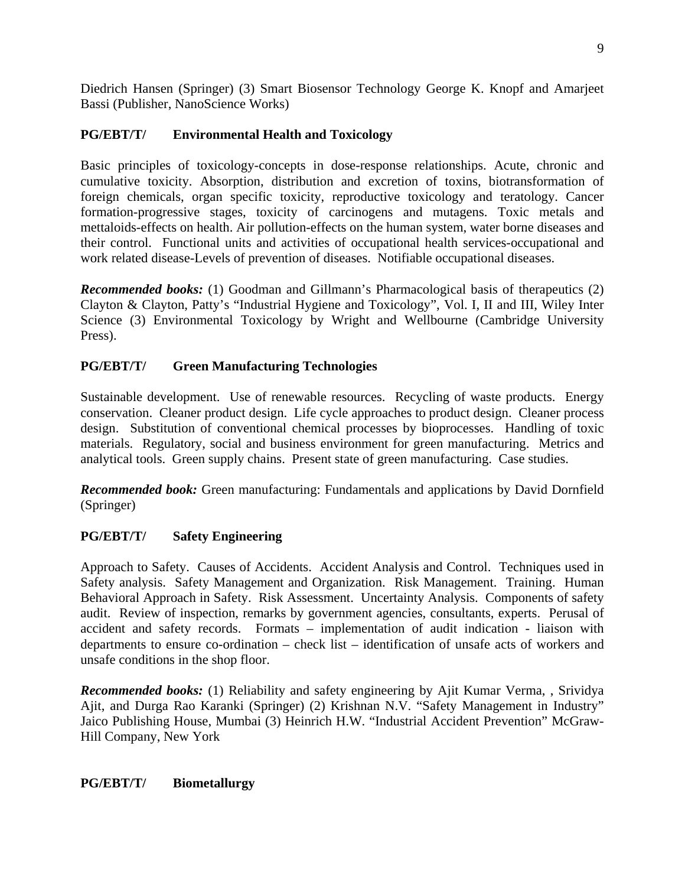Diedrich Hansen (Springer) (3) Smart Biosensor Technology George K. Knopf and Amarjeet Bassi (Publisher, NanoScience Works)

**PG/EBT/T/ Environmental Health and Toxicology**

Basic principles of toxicology-concepts in dose-response relationships. Acute, chronic and cumulative toxicity. Absorption, distribution and excretion of toxins, biotransformation of foreign chemicals, organ specific toxicity, reproductive toxicology and teratology. Cancer formation-progressive stages, toxicity of carcinogens and mutagens. Toxic metals and mettaloids-effects on health. Air pollution-effects on the human system, water borne diseases and their control. Functional units and activities of occupational health services-occupational and work related disease-Levels of prevention of diseases. Notifiable occupational diseases.

***Recommended books:*** (1) Goodman and Gillmann's Pharmacological basis of therapeutics (2) Clayton & Clayton, Patty's "Industrial Hygiene and Toxicology", Vol. I, II and III, Wiley Inter Science (3) Environmental Toxicology by Wright and Wellbourne (Cambridge University Press).

**PG/EBT/T/ Green Manufacturing Technologies**

Sustainable development. Use of renewable resources. Recycling of waste products. Energy conservation. Cleaner product design. Life cycle approaches to product design. Cleaner process design. Substitution of conventional chemical processes by bioprocesses. Handling of toxic materials. Regulatory, social and business environment for green manufacturing. Metrics and analytical tools. Green supply chains. Present state of green manufacturing. Case studies.

***Recommended book:*** Green manufacturing: Fundamentals and applications by David Dornfield (Springer)

**PG/EBT/T/ Safety Engineering**

Approach to Safety. Causes of Accidents. Accident Analysis and Control. Techniques used in Safety analysis. Safety Management and Organization. Risk Management. Training. Human Behavioral Approach in Safety. Risk Assessment. Uncertainty Analysis. Components of safety audit. Review of inspection, remarks by government agencies, consultants, experts. Perusal of accident and safety records. Formats – implementation of audit indication - liaison with departments to ensure co-ordination – check list – identification of unsafe acts of workers and unsafe conditions in the shop floor.

***Recommended books:*** (1) Reliability and safety engineering by Ajit Kumar Verma, , Srividya Ajit, and Durga Rao Karanki (Springer) (2) Krishnan N.V. "Safety Management in Industry" Jaico Publishing House, Mumbai (3) Heinrich H.W. "Industrial Accident Prevention" McGraw-Hill Company, New York

**PG/EBT/T/ Biometallurgy**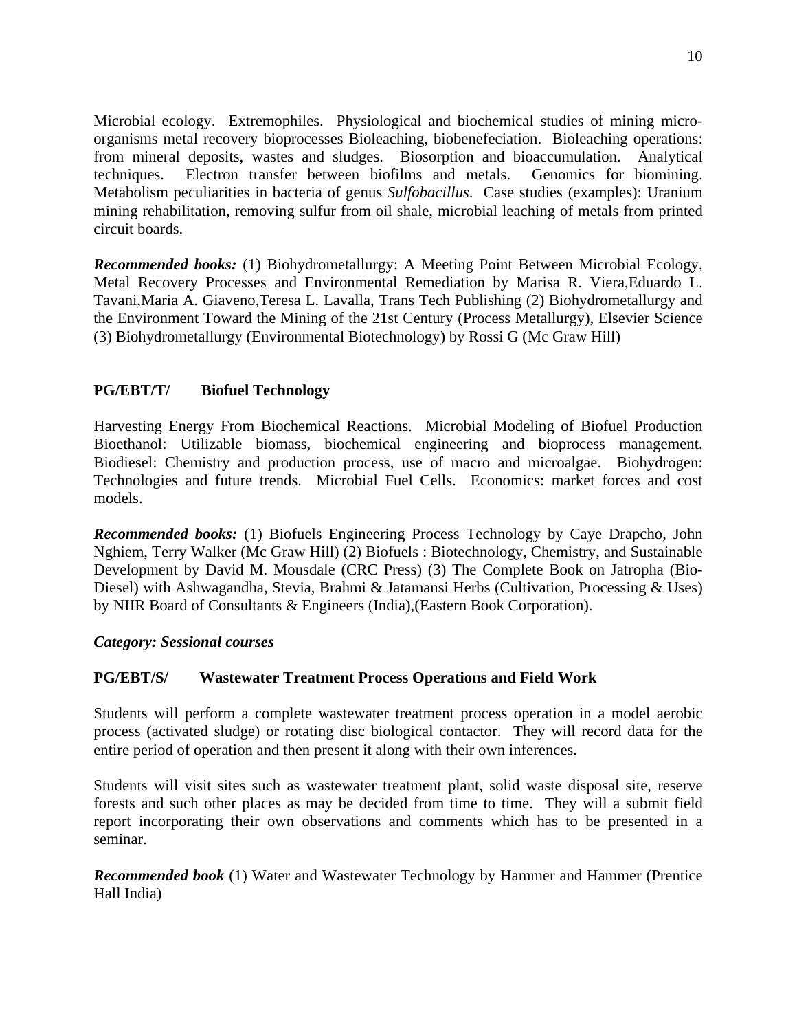Microbial ecology. Extremophiles. Physiological and biochemical studies of mining micro-organisms metal recovery bioprocesses Bioleaching, biobenefeciation. Bioleaching operations: from mineral deposits, wastes and sludges. Biosorption and bioaccumulation. Analytical techniques. Electron transfer between biofilms and metals. Genomics for biomining. Metabolism peculiarities in bacteria of genus *Sulfobacillus*. Case studies (examples): Uranium mining rehabilitation, removing sulfur from oil shale, microbial leaching of metals from printed circuit boards.

***Recommended books:*** (1) Biohydrometallurgy: A Meeting Point Between Microbial Ecology, Metal Recovery Processes and Environmental Remediation by Marisa R. Viera,Eduardo L. Tavani,Maria A. Giaveno,Teresa L. Lavalla, Trans Tech Publishing (2) Biohydrometallurgy and the Environment Toward the Mining of the 21st Century (Process Metallurgy), Elsevier Science (3) Biohydrometallurgy (Environmental Biotechnology) by Rossi G (Mc Graw Hill)

**PG/EBT/T/ Biofuel Technology**

Harvesting Energy From Biochemical Reactions. Microbial Modeling of Biofuel Production Bioethanol: Utilizable biomass, biochemical engineering and bioprocess management. Biodiesel: Chemistry and production process, use of macro and microalgae. Biohydrogen: Technologies and future trends. Microbial Fuel Cells. Economics: market forces and cost models.

***Recommended books:*** (1) Biofuels Engineering Process Technology by Caye Drapcho, John Nghiem, Terry Walker (Mc Graw Hill) (2) Biofuels : Biotechnology, Chemistry, and Sustainable Development by David M. Mousdale (CRC Press) (3) The Complete Book on Jatropha (Bio-Diesel) with Ashwagandha, Stevia, Brahmi & Jatamansi Herbs (Cultivation, Processing & Uses) by NIIR Board of Consultants & Engineers (India),(Eastern Book Corporation).

***Category: Sessional courses***

**PG/EBT/S/ Wastewater Treatment Process Operations and Field Work**

Students will perform a complete wastewater treatment process operation in a model aerobic process (activated sludge) or rotating disc biological contactor. They will record data for the entire period of operation and then present it along with their own inferences.

Students will visit sites such as wastewater treatment plant, solid waste disposal site, reserve forests and such other places as may be decided from time to time. They will a submit field report incorporating their own observations and comments which has to be presented in a seminar.

***Recommended book*** (1) Water and Wastewater Technology by Hammer and Hammer (Prentice Hall India)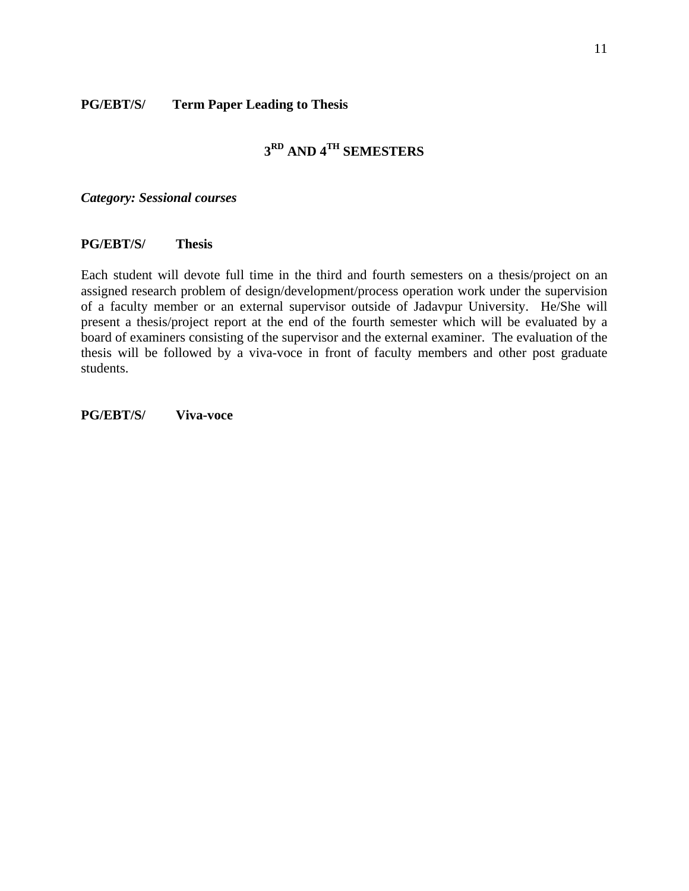**PG/EBT/S/ Term Paper Leading to Thesis**

## 3RD AND 4TH SEMESTERS

***Category: Sessional courses***

**PG/EBT/S/ Thesis**

Each student will devote full time in the third and fourth semesters on a thesis/project on an assigned research problem of design/development/process operation work under the supervision of a faculty member or an external supervisor outside of Jadavpur University. He/She will present a thesis/project report at the end of the fourth semester which will be evaluated by a board of examiners consisting of the supervisor and the external examiner. The evaluation of the thesis will be followed by a viva-voce in front of faculty members and other post graduate students.

**PG/EBT/S/ Viva-voce**